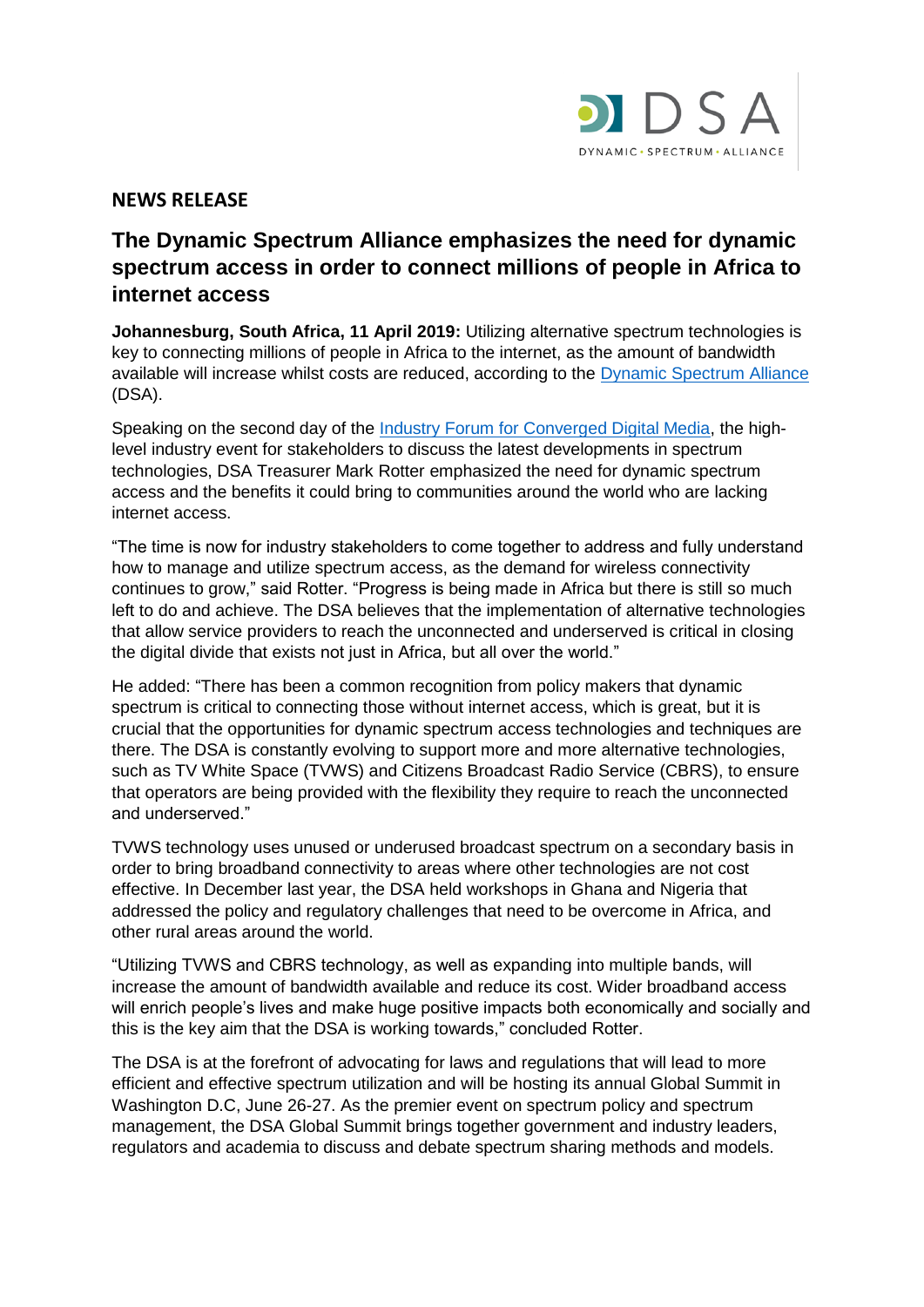DSA
DYNAMIC · SPECTRUM · ALLIANCE

**NEWS RELEASE**

# The Dynamic Spectrum Alliance emphasizes the need for dynamic spectrum access in order to connect millions of people in Africa to internet access

**Johannesburg, South Africa, 11 April 2019:** Utilizing alternative spectrum technologies is key to connecting millions of people in Africa to the internet, as the amount of bandwidth available will increase whilst costs are reduced, according to the Dynamic Spectrum Alliance (DSA).

Speaking on the second day of the Industry Forum for Converged Digital Media, the high-level industry event for stakeholders to discuss the latest developments in spectrum technologies, DSA Treasurer Mark Rotter emphasized the need for dynamic spectrum access and the benefits it could bring to communities around the world who are lacking internet access.

"The time is now for industry stakeholders to come together to address and fully understand how to manage and utilize spectrum access, as the demand for wireless connectivity continues to grow," said Rotter. "Progress is being made in Africa but there is still so much left to do and achieve. The DSA believes that the implementation of alternative technologies that allow service providers to reach the unconnected and underserved is critical in closing the digital divide that exists not just in Africa, but all over the world."

He added: "There has been a common recognition from policy makers that dynamic spectrum is critical to connecting those without internet access, which is great, but it is crucial that the opportunities for dynamic spectrum access technologies and techniques are there. The DSA is constantly evolving to support more and more alternative technologies, such as TV White Space (TVWS) and Citizens Broadcast Radio Service (CBRS), to ensure that operators are being provided with the flexibility they require to reach the unconnected and underserved."

TVWS technology uses unused or underused broadcast spectrum on a secondary basis in order to bring broadband connectivity to areas where other technologies are not cost effective. In December last year, the DSA held workshops in Ghana and Nigeria that addressed the policy and regulatory challenges that need to be overcome in Africa, and other rural areas around the world.

"Utilizing TVWS and CBRS technology, as well as expanding into multiple bands, will increase the amount of bandwidth available and reduce its cost. Wider broadband access will enrich people's lives and make huge positive impacts both economically and socially and this is the key aim that the DSA is working towards," concluded Rotter.

The DSA is at the forefront of advocating for laws and regulations that will lead to more efficient and effective spectrum utilization and will be hosting its annual Global Summit in Washington D.C, June 26-27. As the premier event on spectrum policy and spectrum management, the DSA Global Summit brings together government and industry leaders, regulators and academia to discuss and debate spectrum sharing methods and models.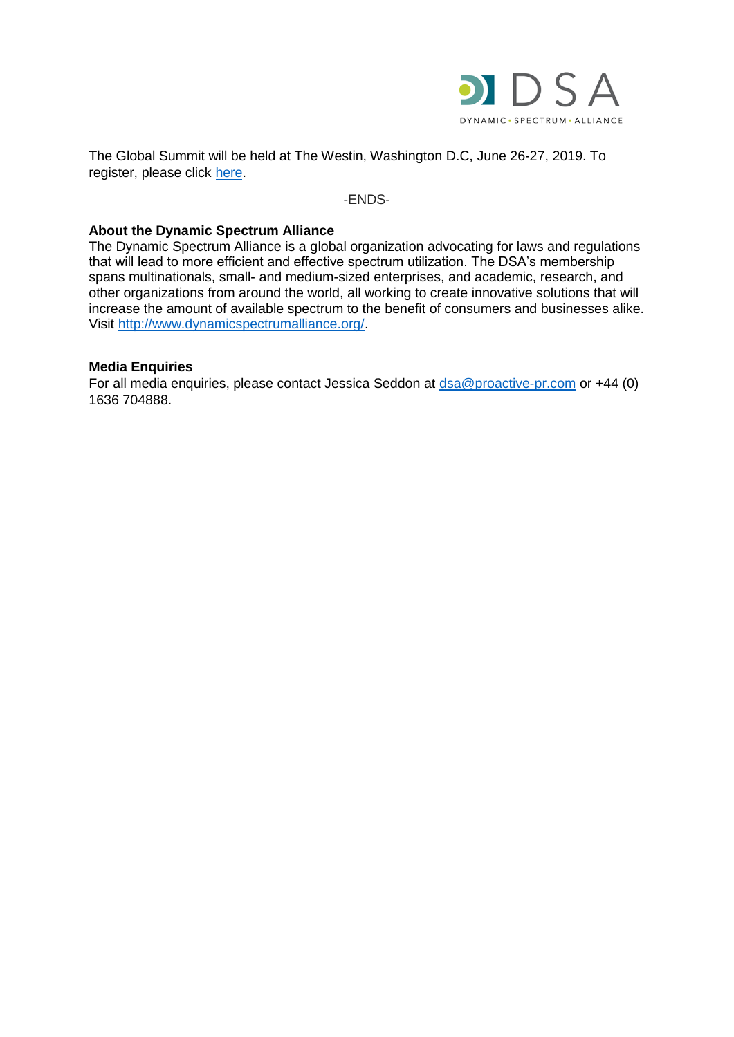The Global Summit will be held at The Westin, Washington D.C, June 26-27, 2019. To register, please click here.

-ENDS-

**About the Dynamic Spectrum Alliance**

The Dynamic Spectrum Alliance is a global organization advocating for laws and regulations that will lead to more efficient and effective spectrum utilization. The DSA's membership spans multinationals, small- and medium-sized enterprises, and academic, research, and other organizations from around the world, all working to create innovative solutions that will increase the amount of available spectrum to the benefit of consumers and businesses alike. Visit http://www.dynamicspectrumalliance.org/.

**Media Enquiries**

For all media enquiries, please contact Jessica Seddon at dsa@proactive-pr.com or +44 (0) 1636 704888.